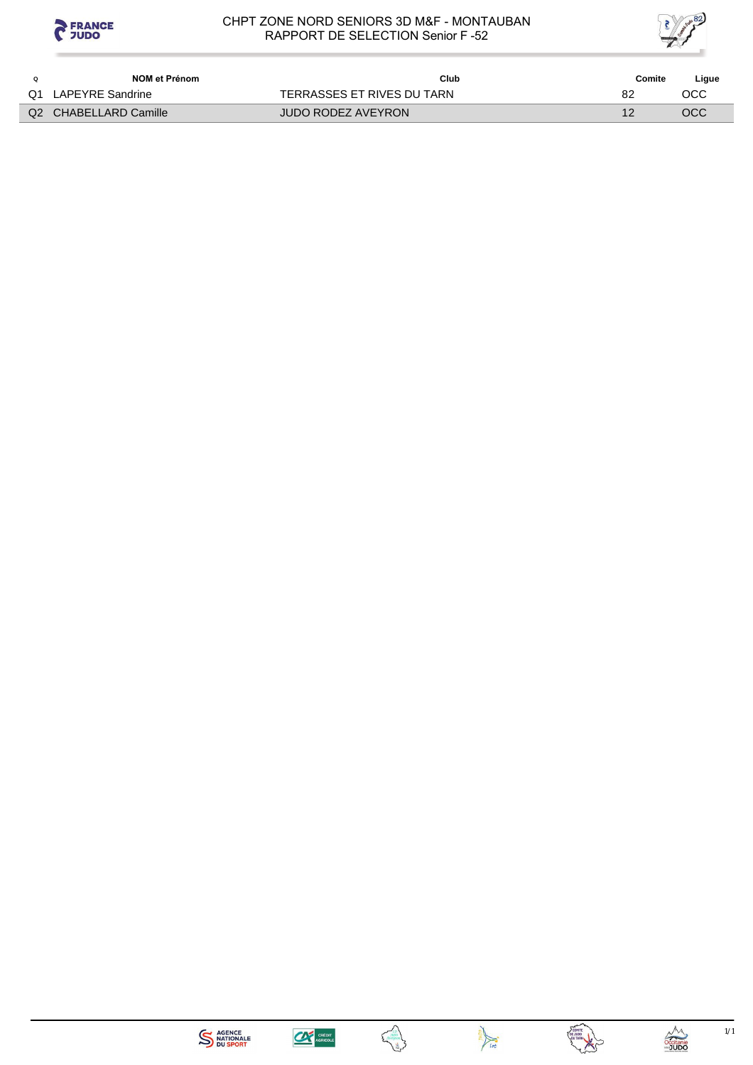# CHPT ZONE NORD SENIORS 3D M&F - MONTAUBAN

## RAPPORT DE SELECTION Senior F -52

| Q | NOM et Prénom | Club | Comite | Ligue |
|---|---|---|---|---|
| Q1 | LAPEYRE Sandrine | TERRASSES ET RIVES DU TARN | 82 | OCC |
| Q2 | CHABELLARD Camille | JUDO RODEZ AVEYRON | 12 | OCC |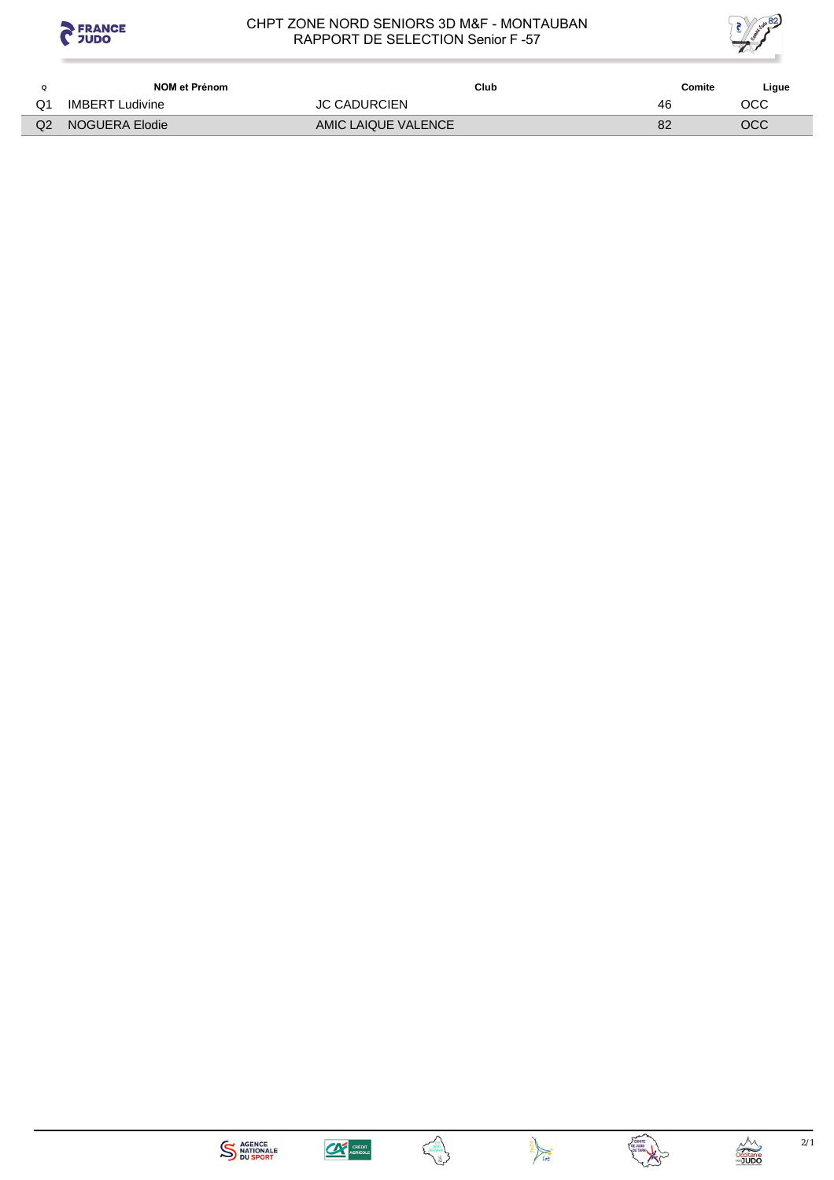# CHPT ZONE NORD SENIORS 3D M&F - MONTAUBAN
## RAPPORT DE SELECTION Senior F -57

| Q | NOM et Prénom | Club | Comite | Ligue |
|---|---|---|---|---|
| Q1 | IMBERT Ludivine | JC CADURCIEN | 46 | OCC |
| Q2 | NOGUERA Elodie | AMIC LAIQUE VALENCE | 82 | OCC |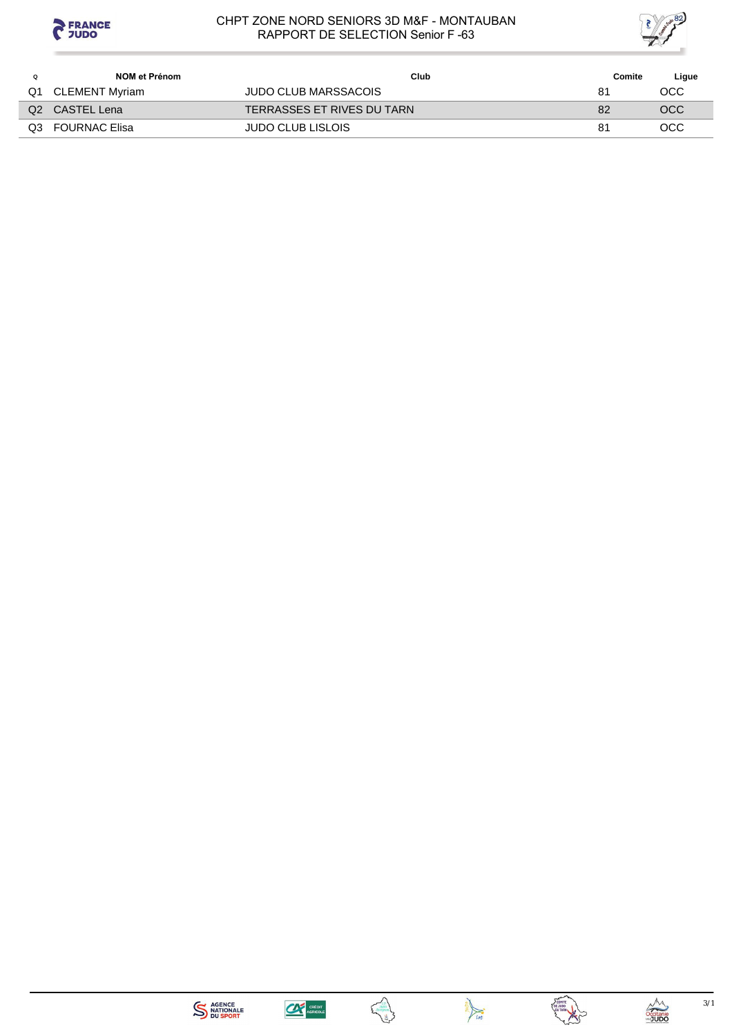# CHPT ZONE NORD SENIORS 3D M&F - MONTAUBAN

## RAPPORT DE SELECTION Senior F -63

| Q | NOM et Prénom | Club | Comite | Ligue |
|---|---|---|---|---|
| Q1 | CLEMENT Myriam | JUDO CLUB MARSSACOIS | 81 | OCC |
| Q2 | CASTEL Lena | TERRASSES ET RIVES DU TARN | 82 | OCC |
| Q3 | FOURNAC Elisa | JUDO CLUB LISLOIS | 81 | OCC |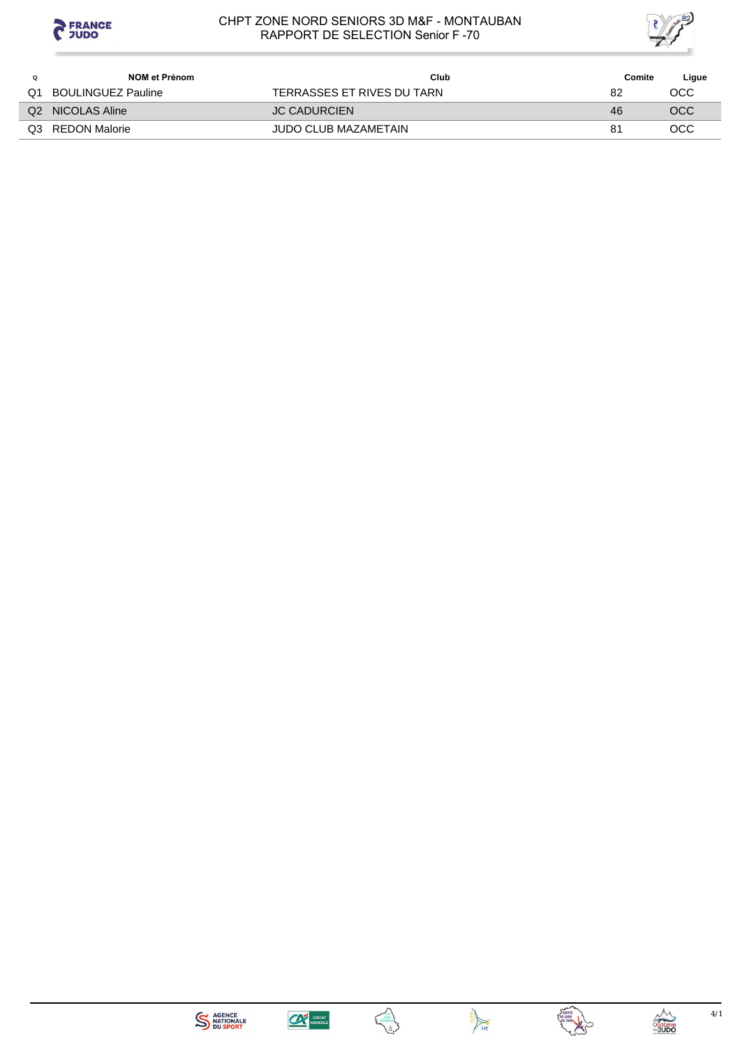CHPT ZONE NORD SENIORS 3D M&F - MONTAUBAN
RAPPORT DE SELECTION Senior F -70

| Q | NOM et Prénom | Club | Comite | Ligue |
|---|---|---|---|---|
| Q1 | BOULINGUEZ Pauline | TERRASSES ET RIVES DU TARN | 82 | OCC |
| Q2 | NICOLAS Aline | JC CADURCIEN | 46 | OCC |
| Q3 | REDON Malorie | JUDO CLUB MAZAMETAIN | 81 | OCC |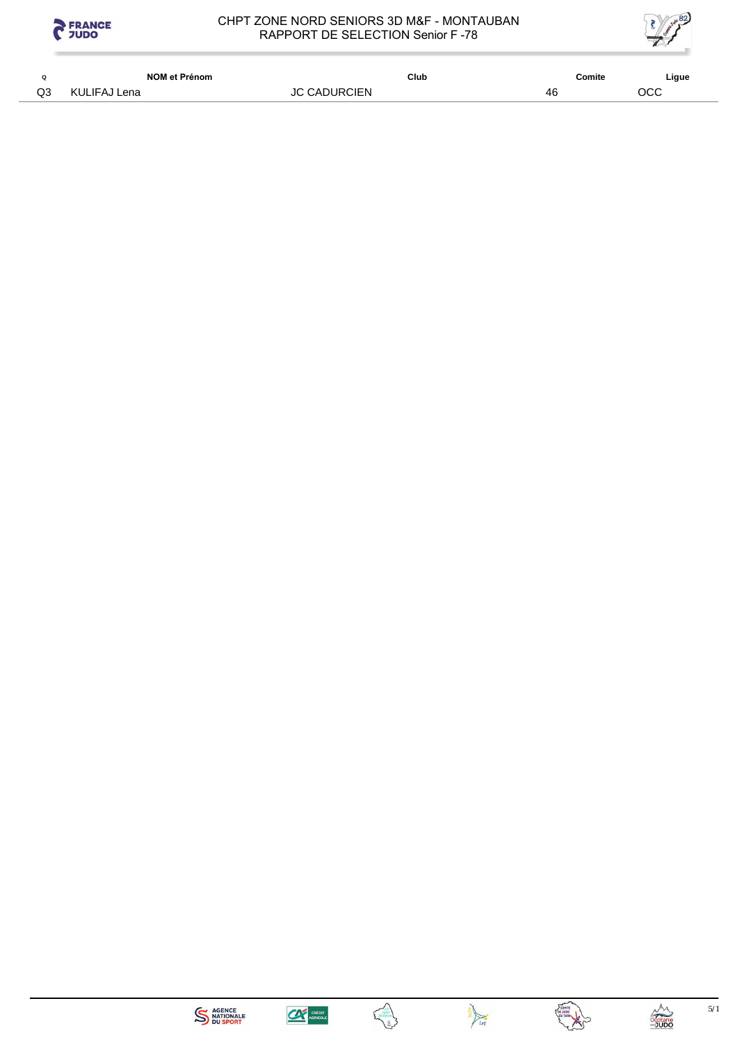CHPT ZONE NORD SENIORS 3D M&F - MONTAUBAN
RAPPORT DE SELECTION Senior F -78

| Q | NOM et Prénom | Club | Comite | Ligue |
|---|---|---|---|---|
| Q3 | KULIFAJ Lena | JC CADURCIEN | 46 | OCC |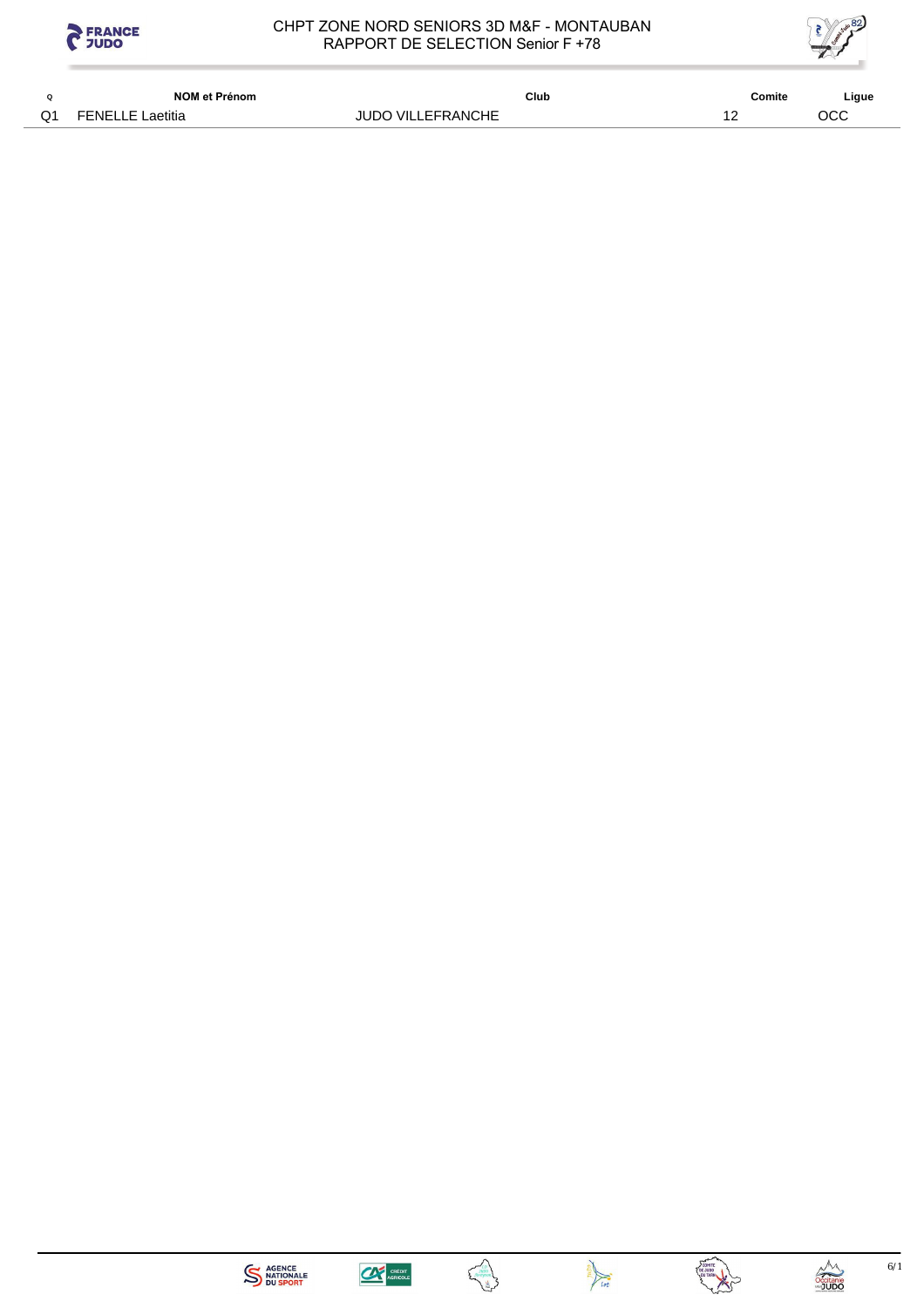CHPT ZONE NORD SENIORS 3D M&F - MONTAUBAN
RAPPORT DE SELECTION Senior F +78

| Q | NOM et Prénom | Club | Comite | Ligue |
|---|---|---|---|---|
| Q1 | FENELLE Laetitia | JUDO VILLEFRANCHE | 12 | OCC |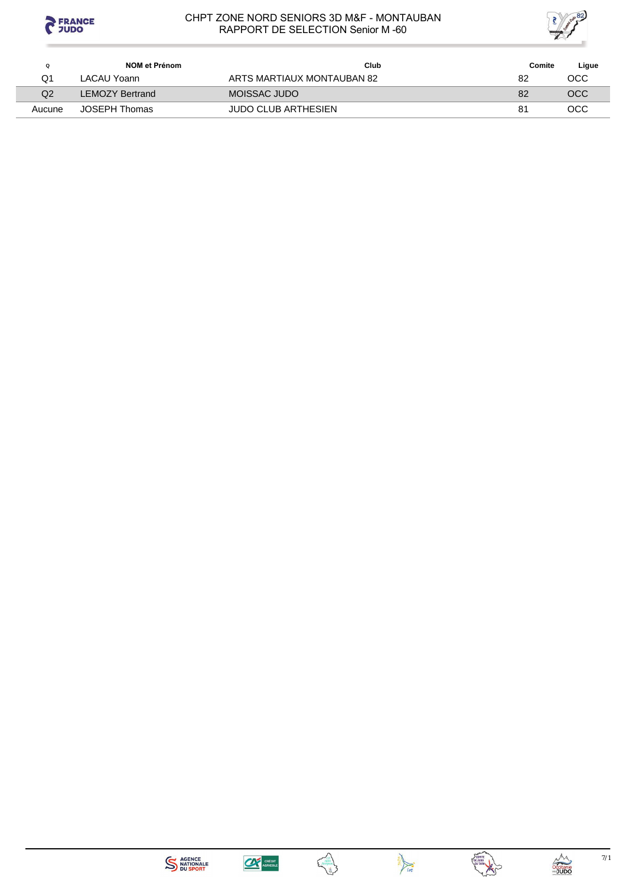CHPT ZONE NORD SENIORS 3D M&F - MONTAUBAN
RAPPORT DE SELECTION Senior M -60

| Q | NOM et Prénom | Club | Comite | Ligue |
|---|---|---|---|---|
| Q1 | LACAU Yoann | ARTS MARTIAUX MONTAUBAN 82 | 82 | OCC |
| Q2 | LEMOZY Bertrand | MOISSAC JUDO | 82 | OCC |
| Aucune | JOSEPH Thomas | JUDO CLUB ARTHESIEN | 81 | OCC |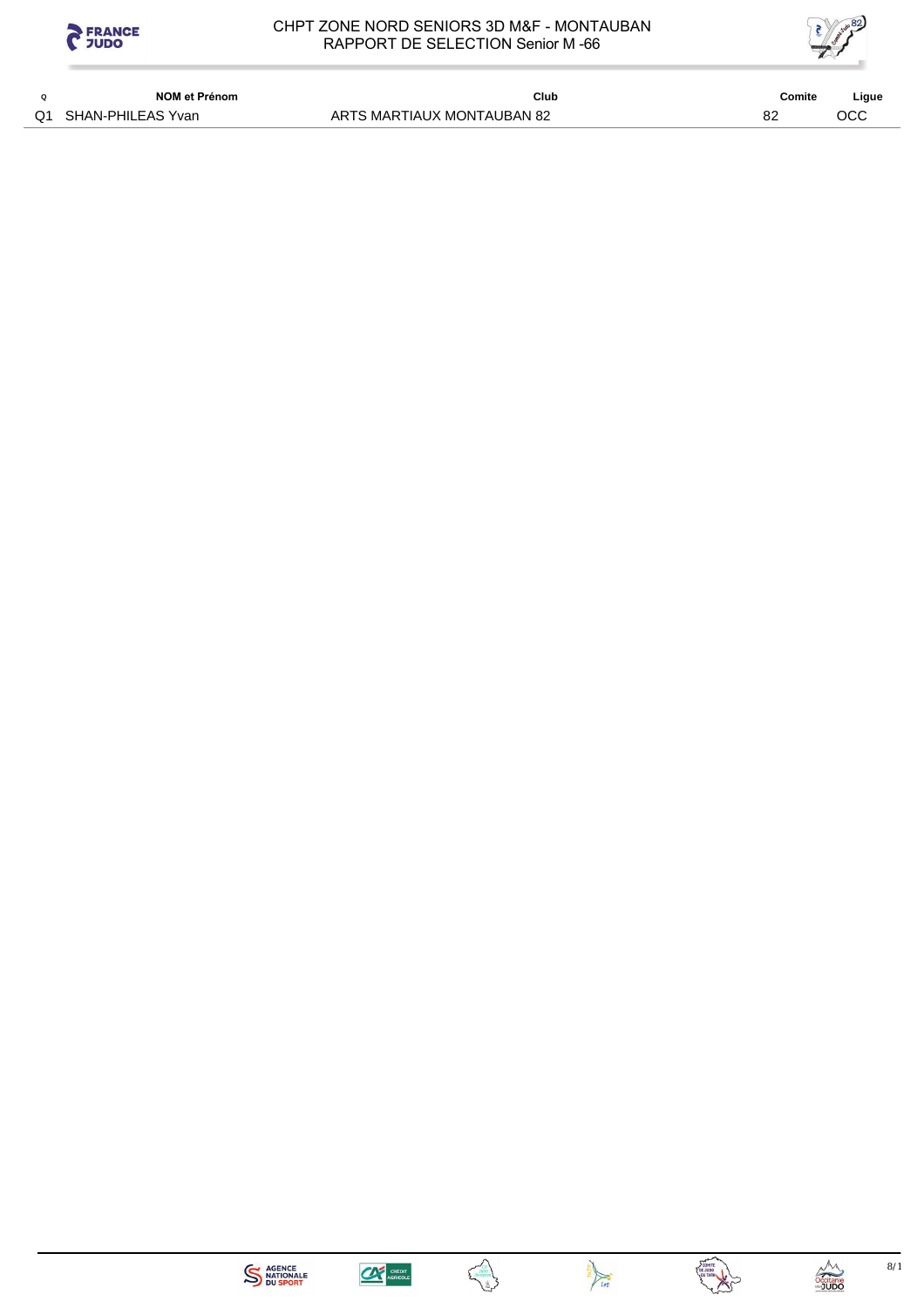# CHPT ZONE NORD SENIORS 3D M&F - MONTAUBAN
## RAPPORT DE SELECTION Senior M -66

| Q | NOM et Prénom | Club | Comite | Ligue |
|---|---|---|---|---|
| Q1 | SHAN-PHILEAS Yvan | ARTS MARTIAUX MONTAUBAN 82 | 82 | OCC |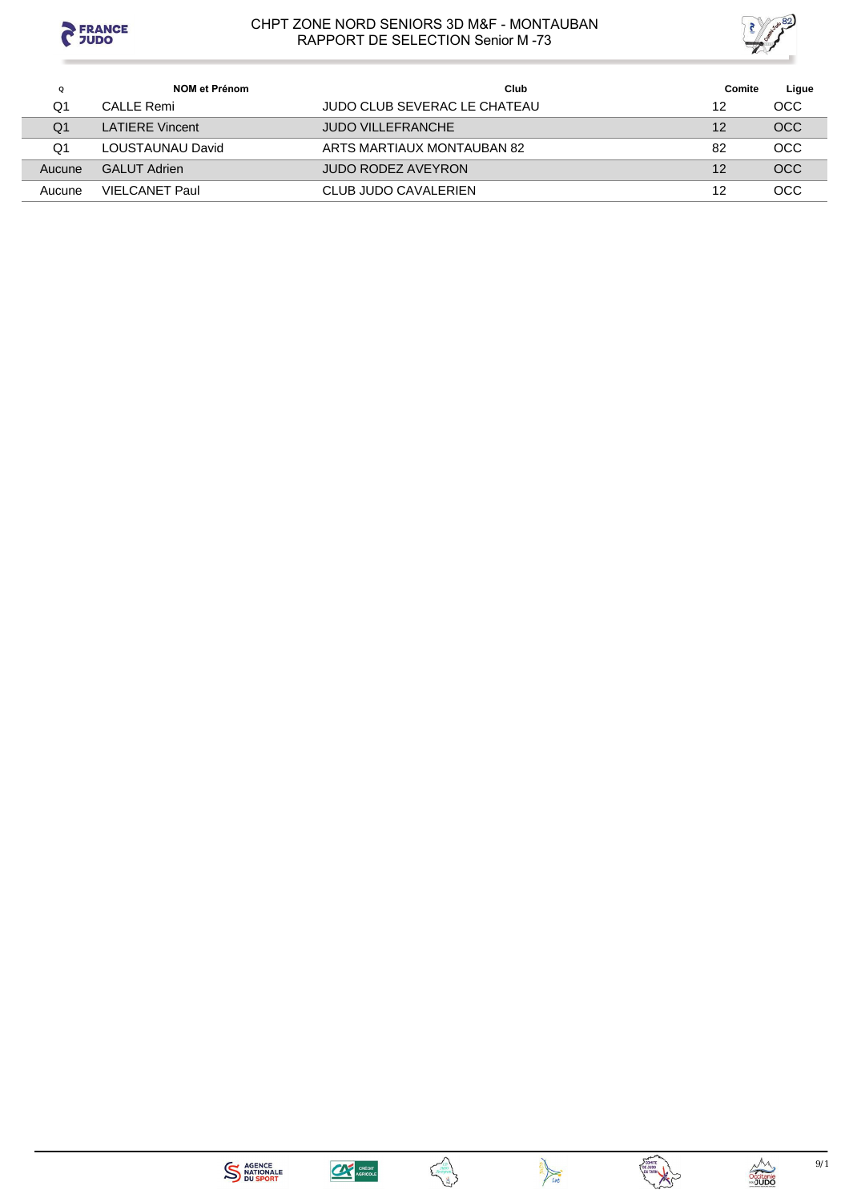# CHPT ZONE NORD SENIORS 3D M&F - MONTAUBAN
## RAPPORT DE SELECTION Senior M -73

| Q | NOM et Prénom | Club | Comite | Ligue |
|---|---|---|---|---|
| Q1 | CALLE Remi | JUDO CLUB SEVERAC LE CHATEAU | 12 | OCC |
| Q1 | LATIERE Vincent | JUDO VILLEFRANCHE | 12 | OCC |
| Q1 | LOUSTAUNAU David | ARTS MARTIAUX MONTAUBAN 82 | 82 | OCC |
| Aucune | GALUT Adrien | JUDO RODEZ AVEYRON | 12 | OCC |
| Aucune | VIELCANET Paul | CLUB JUDO CAVALERIEN | 12 | OCC |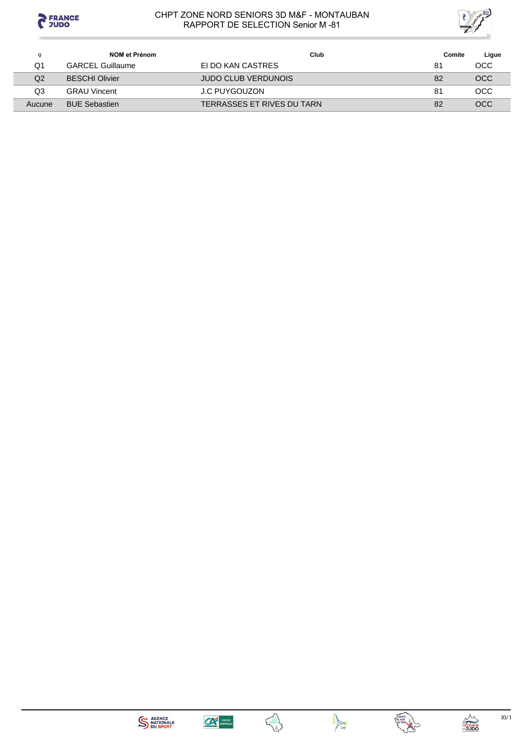# CHPT ZONE NORD SENIORS 3D M&F - MONTAUBAN
## RAPPORT DE SELECTION Senior M -81

| Q | NOM et Prénom | Club | Comite | Ligue |
|---|---|---|---|---|
| Q1 | GARCEL Guillaume | EI DO KAN CASTRES | 81 | OCC |
| Q2 | BESCHI Olivier | JUDO CLUB VERDUNOIS | 82 | OCC |
| Q3 | GRAU Vincent | J.C PUYGOUZON | 81 | OCC |
| Aucune | BUE Sebastien | TERRASSES ET RIVES DU TARN | 82 | OCC |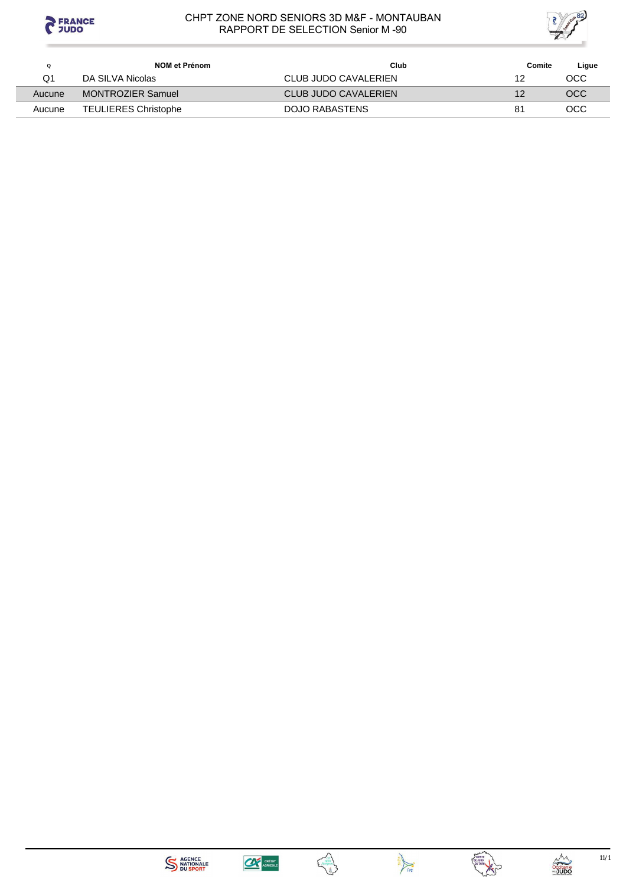# CHPT ZONE NORD SENIORS 3D M&F - MONTAUBAN
## RAPPORT DE SELECTION Senior M -90

| Q | NOM et Prénom | Club | Comite | Ligue |
|---|---|---|---|---|
| Q1 | DA SILVA Nicolas | CLUB JUDO CAVALERIEN | 12 | OCC |
| Aucune | MONTROZIER Samuel | CLUB JUDO CAVALERIEN | 12 | OCC |
| Aucune | TEULIERES Christophe | DOJO RABASTENS | 81 | OCC |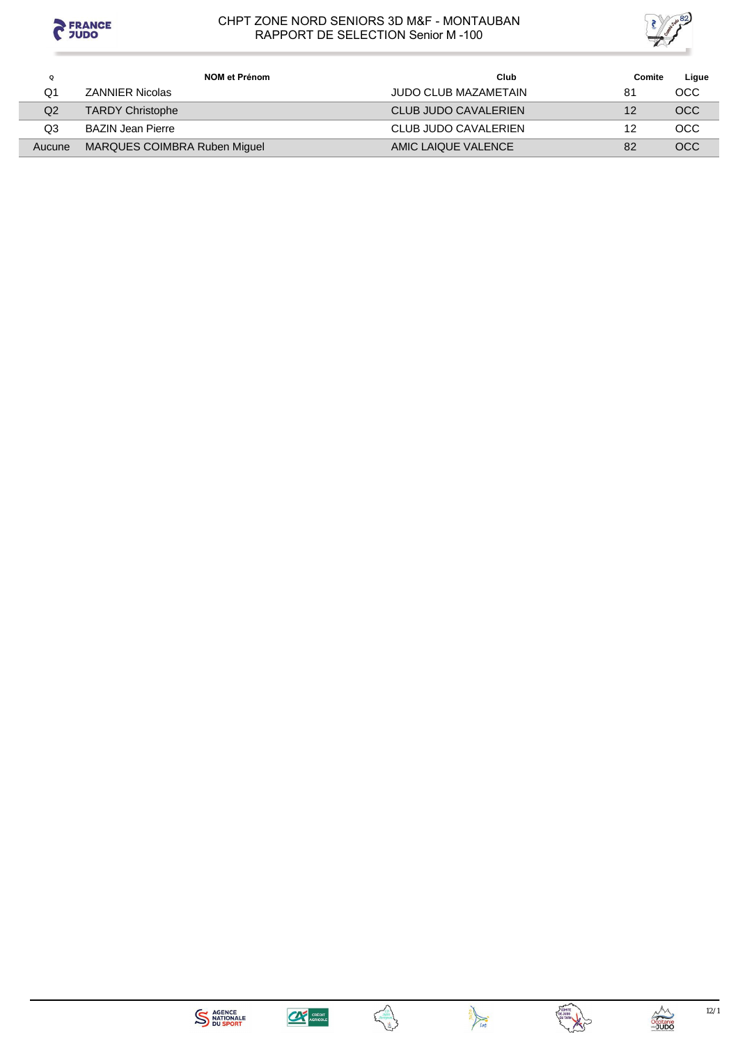# CHPT ZONE NORD SENIORS 3D M&F - MONTAUBAN
## RAPPORT DE SELECTION Senior M -100

| Q | NOM et Prénom | Club | Comite | Ligue |
|---|---|---|---|---|
| Q1 | ZANNIER Nicolas | JUDO CLUB MAZAMETAIN | 81 | OCC |
| Q2 | TARDY Christophe | CLUB JUDO CAVALERIEN | 12 | OCC |
| Q3 | BAZIN Jean Pierre | CLUB JUDO CAVALERIEN | 12 | OCC |
| Aucune | MARQUES COIMBRA Ruben Miguel | AMIC LAIQUE VALENCE | 82 | OCC |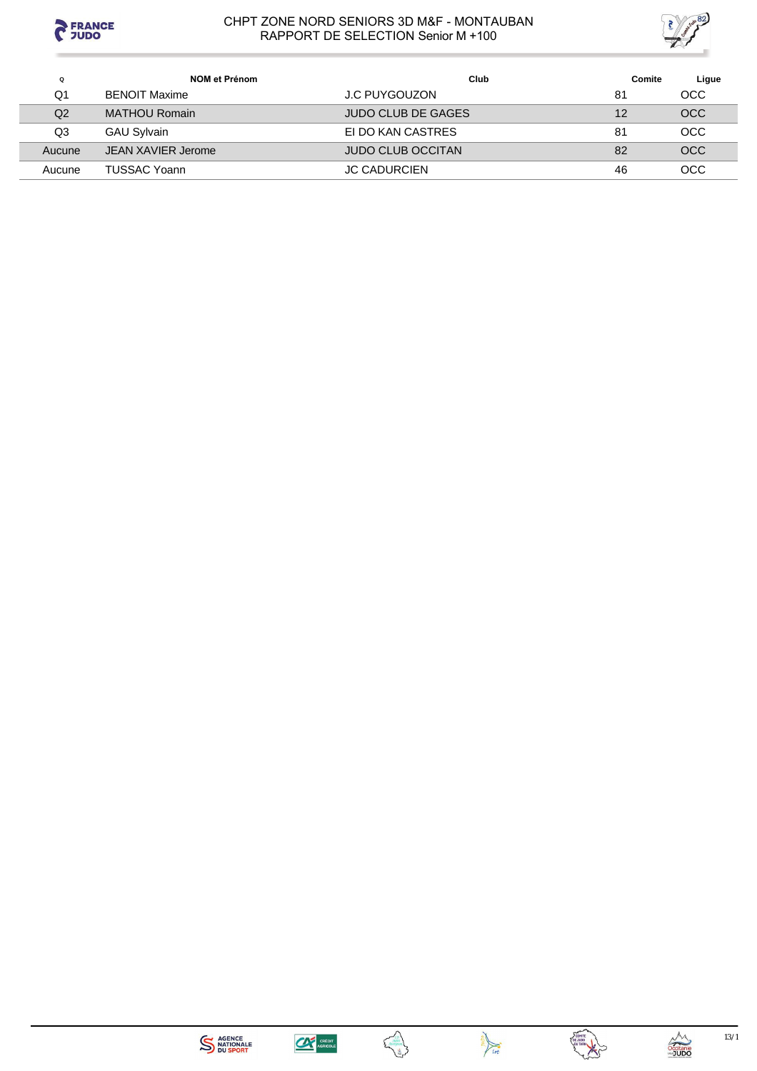# CHPT ZONE NORD SENIORS 3D M&F - MONTAUBAN
## RAPPORT DE SELECTION Senior M +100

| Q | NOM et Prénom | Club | Comite | Ligue |
|---|---|---|---|---|
| Q1 | BENOIT Maxime | J.C PUYGOUZON | 81 | OCC |
| Q2 | MATHOU Romain | JUDO CLUB DE GAGES | 12 | OCC |
| Q3 | GAU Sylvain | EI DO KAN CASTRES | 81 | OCC |
| Aucune | JEAN XAVIER Jerome | JUDO CLUB OCCITAN | 82 | OCC |
| Aucune | TUSSAC Yoann | JC CADURCIEN | 46 | OCC |